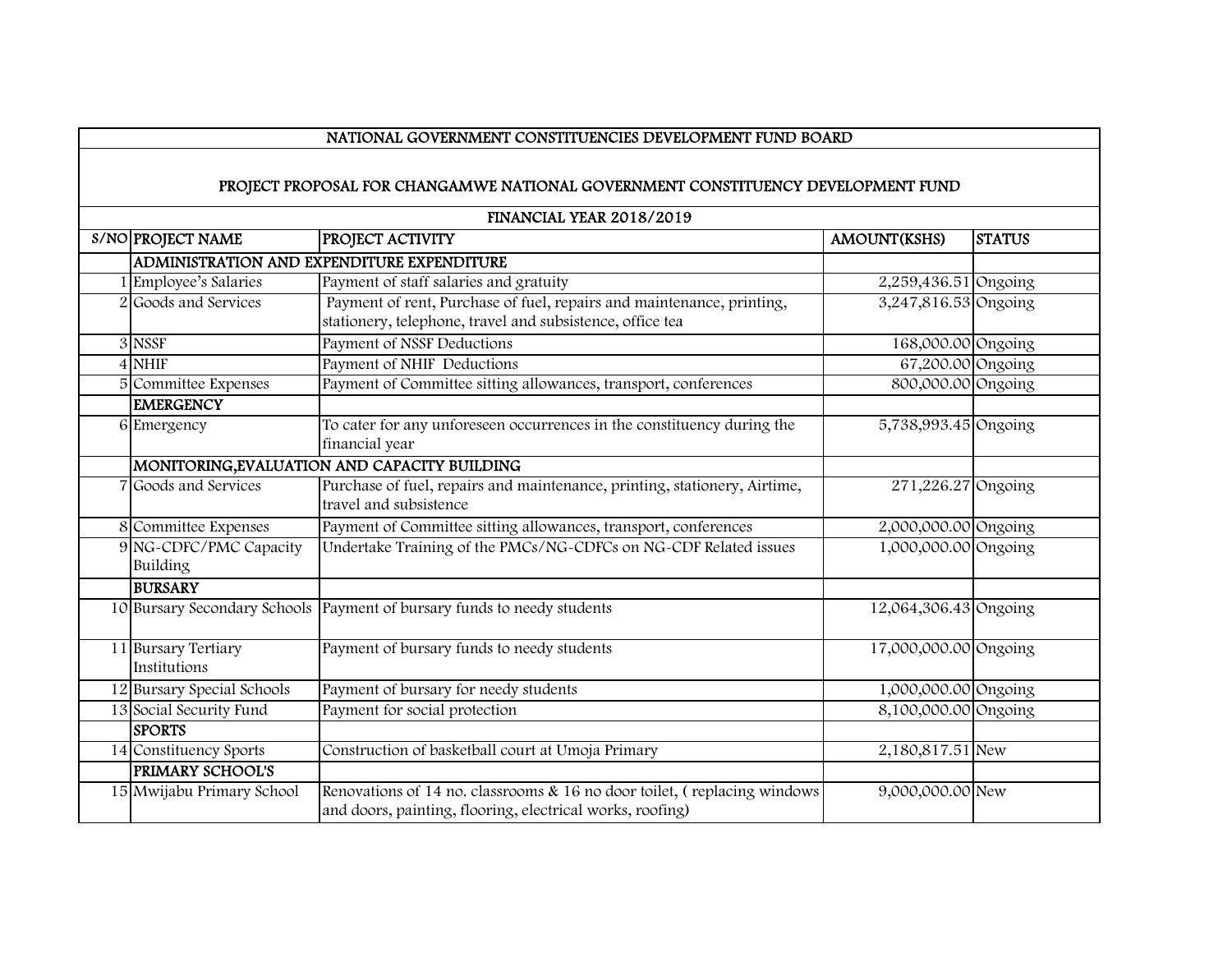# NATIONAL GOVERNMENT CONSTITUENCIES DEVELOPMENT FUND BOARD

## PROJECT PROPOSAL FOR CHANGAMWE NATIONAL GOVERNMENT CONSTITUENCY DEVELOPMENT FUND

### FINANCIAL YEAR 2018/2019

| S/NO | PROJECT NAME | PROJECT ACTIVITY | AMOUNT(KSHS) | STATUS |
|---|---|---|---|---|
| | **ADMINISTRATION AND EXPENDITURE EXPENDITURE** | | | |
| 1 | Employee's Salaries | Payment of staff salaries and gratuity | 2,259,436.51 | Ongoing |
| 2 | Goods and Services | Payment of rent, Purchase of fuel, repairs and maintenance, printing, stationery, telephone, travel and subsistence, office tea | 3,247,816.53 | Ongoing |
| 3 | NSSF | Payment of NSSF Deductions | 168,000.00 | Ongoing |
| 4 | NHIF | Payment of NHIF Deductions | 67,200.00 | Ongoing |
| 5 | Committee Expenses | Payment of Committee sitting allowances, transport, conferences | 800,000.00 | Ongoing |
| | **EMERGENCY** | | | |
| 6 | Emergency | To cater for any unforeseen occurrences in the constituency during the financial year | 5,738,993.45 | Ongoing |
| | **MONITORING,EVALUATION AND CAPACITY BUILDING** | | | |
| 7 | Goods and Services | Purchase of fuel, repairs and maintenance, printing, stationery, Airtime, travel and subsistence | 271,226.27 | Ongoing |
| 8 | Committee Expenses | Payment of Committee sitting allowances, transport, conferences | 2,000,000.00 | Ongoing |
| 9 | NG-CDFC/PMC Capacity Building | Undertake Training of the PMCs/NG-CDFCs on NG-CDF Related issues | 1,000,000.00 | Ongoing |
| | **BURSARY** | | | |
| 10 | Bursary Secondary Schools | Payment of bursary funds to needy students | 12,064,306.43 | Ongoing |
| 11 | Bursary Tertiary Institutions | Payment of bursary funds to needy students | 17,000,000.00 | Ongoing |
| 12 | Bursary Special Schools | Payment of bursary for needy students | 1,000,000.00 | Ongoing |
| 13 | Social Security Fund | Payment for social protection | 8,100,000.00 | Ongoing |
| | **SPORTS** | | | |
| 14 | Constituency Sports | Construction of basketball court at Umoja Primary | 2,180,817.51 | New |
| | **PRIMARY SCHOOL'S** | | | |
| 15 | Mwijabu Primary School | Renovations of 14 no. classrooms & 16 no door toilet, ( replacing windows and doors, painting, flooring, electrical works, roofing) | 9,000,000.00 | New |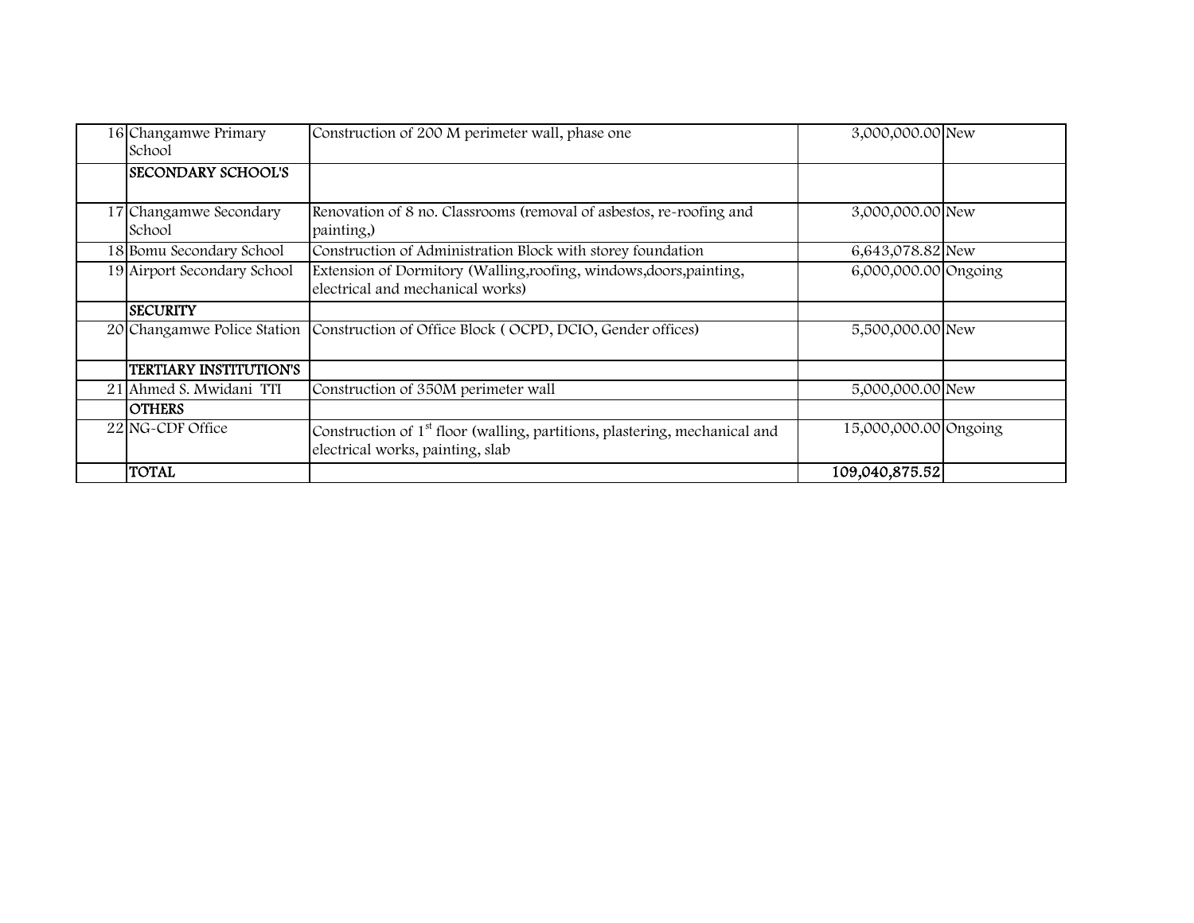| | | | | |
|---|---|---|---|---|
| 16 | Changamwe Primary School | Construction of 200 M perimeter wall, phase one | 3,000,000.00 | New |
| | **SECONDARY SCHOOL'S** | | | |
| 17 | Changamwe Secondary School | Renovation of 8 no. Classrooms (removal of asbestos, re-roofing and painting,) | 3,000,000.00 | New |
| 18 | Bomu Secondary School | Construction of Administration Block with storey foundation | 6,643,078.82 | New |
| 19 | Airport Secondary School | Extension of Dormitory (Walling,roofing, windows,doors,painting, electrical and mechanical works) | 6,000,000.00 | Ongoing |
| | **SECURITY** | | | |
| 20 | Changamwe Police Station | Construction of Office Block ( OCPD, DCIO, Gender offices) | 5,500,000.00 | New |
| | **TERTIARY INSTITUTION'S** | | | |
| 21 | Ahmed S. Mwidani TTI | Construction of 350M perimeter wall | 5,000,000.00 | New |
| | **OTHERS** | | | |
| 22 | NG-CDF Office | Construction of 1st floor (walling, partitions, plastering, mechanical and electrical works, painting, slab | 15,000,000.00 | Ongoing |
| | **TOTAL** | | **109,040,875.52** | |